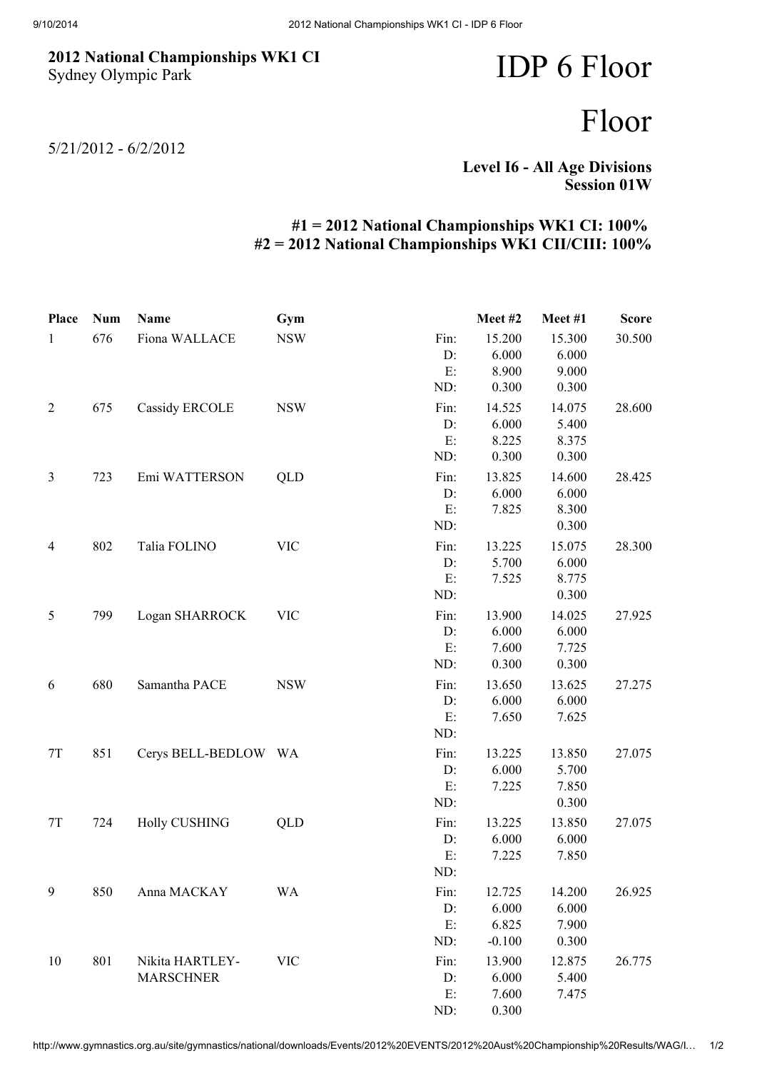**2012 National Championships WK1 CI**
Sydney Olympic Park

# IDP 6 Floor

# Floor

5/21/2012 - 6/2/2012

**Level I6 - All Age Divisions**
**Session 01W**

**#1 = 2012 National Championships WK1 CI: 100%**
**#2 = 2012 National Championships WK1 CII/CIII: 100%**

| Place | Num | Name | Gym | | Meet #2 | Meet #1 | Score |
|---|---|---|---|---|---|---|---|
| 1 | 676 | Fiona WALLACE | NSW | Fin: | 15.200 | 15.300 | 30.500 |
| | | | | D: | 6.000 | 6.000 | |
| | | | | E: | 8.900 | 9.000 | |
| | | | | ND: | 0.300 | 0.300 | |
| 2 | 675 | Cassidy ERCOLE | NSW | Fin: | 14.525 | 14.075 | 28.600 |
| | | | | D: | 6.000 | 5.400 | |
| | | | | E: | 8.225 | 8.375 | |
| | | | | ND: | 0.300 | 0.300 | |
| 3 | 723 | Emi WATTERSON | QLD | Fin: | 13.825 | 14.600 | 28.425 |
| | | | | D: | 6.000 | 6.000 | |
| | | | | E: | 7.825 | 8.300 | |
| | | | | ND: | | 0.300 | |
| 4 | 802 | Talia FOLINO | VIC | Fin: | 13.225 | 15.075 | 28.300 |
| | | | | D: | 5.700 | 6.000 | |
| | | | | E: | 7.525 | 8.775 | |
| | | | | ND: | | 0.300 | |
| 5 | 799 | Logan SHARROCK | VIC | Fin: | 13.900 | 14.025 | 27.925 |
| | | | | D: | 6.000 | 6.000 | |
| | | | | E: | 7.600 | 7.725 | |
| | | | | ND: | 0.300 | 0.300 | |
| 6 | 680 | Samantha PACE | NSW | Fin: | 13.650 | 13.625 | 27.275 |
| | | | | D: | 6.000 | 6.000 | |
| | | | | E: | 7.650 | 7.625 | |
| | | | | ND: | | | |
| 7T | 851 | Cerys BELL-BEDLOW | WA | Fin: | 13.225 | 13.850 | 27.075 |
| | | | | D: | 6.000 | 5.700 | |
| | | | | E: | 7.225 | 7.850 | |
| | | | | ND: | | 0.300 | |
| 7T | 724 | Holly CUSHING | QLD | Fin: | 13.225 | 13.850 | 27.075 |
| | | | | D: | 6.000 | 6.000 | |
| | | | | E: | 7.225 | 7.850 | |
| | | | | ND: | | | |
| 9 | 850 | Anna MACKAY | WA | Fin: | 12.725 | 14.200 | 26.925 |
| | | | | D: | 6.000 | 6.000 | |
| | | | | E: | 6.825 | 7.900 | |
| | | | | ND: | -0.100 | 0.300 | |
| 10 | 801 | Nikita HARTLEY-MARSCHNER | VIC | Fin: | 13.900 | 12.875 | 26.775 |
| | | | | D: | 6.000 | 5.400 | |
| | | | | E: | 7.600 | 7.475 | |
| | | | | ND: | 0.300 | | |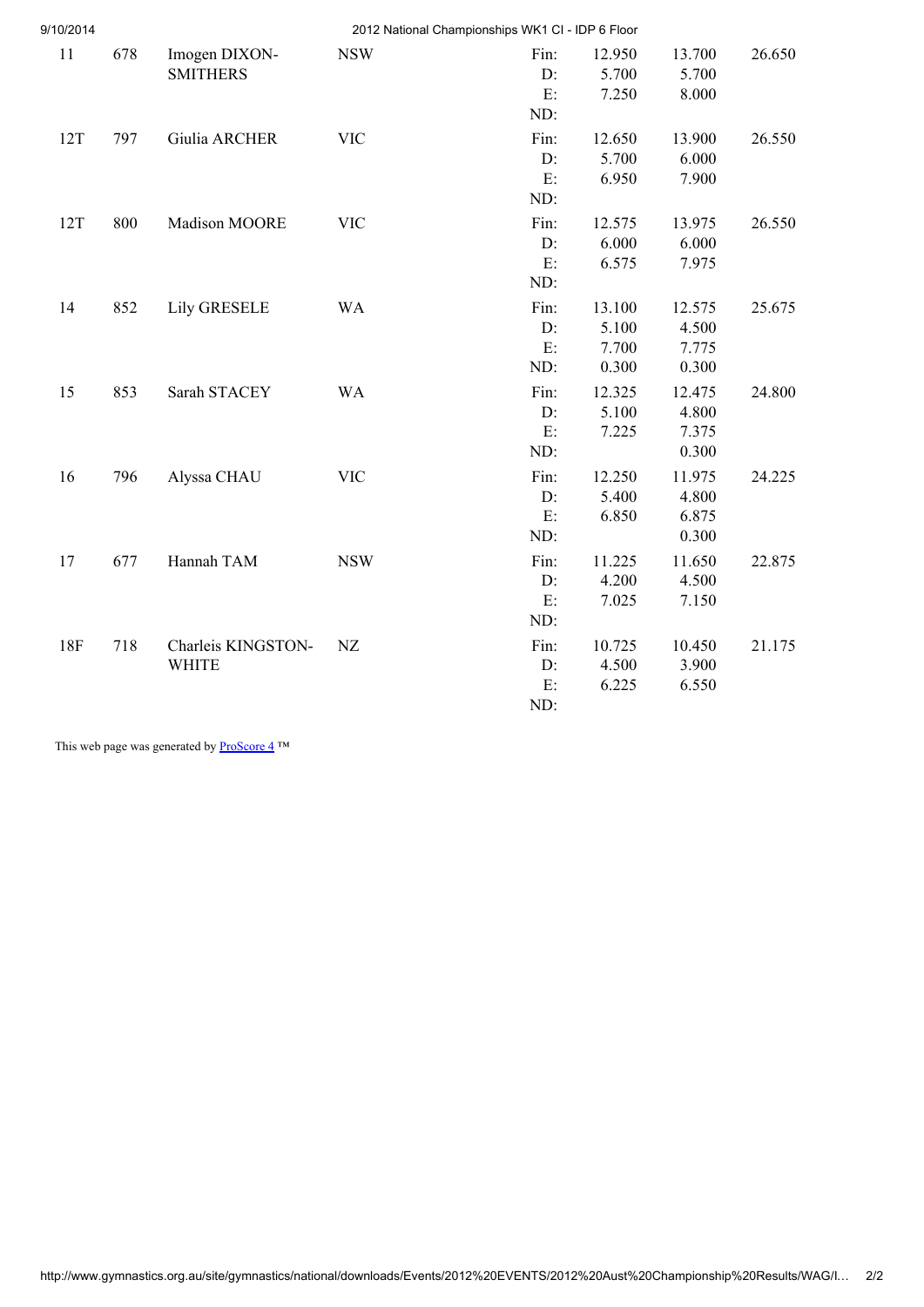| | | | | | | | |
|---|---|---|---|---|---|---|---|
| 11 | 678 | Imogen DIXON-SMITHERS | NSW | Fin:<br>D:<br>E:<br>ND: | 12.950<br>5.700<br>7.250 | 13.700<br>5.700<br>8.000 | 26.650 |
| 12T | 797 | Giulia ARCHER | VIC | Fin:<br>D:<br>E:<br>ND: | 12.650<br>5.700<br>6.950 | 13.900<br>6.000<br>7.900 | 26.550 |
| 12T | 800 | Madison MOORE | VIC | Fin:<br>D:<br>E:<br>ND: | 12.575<br>6.000<br>6.575 | 13.975<br>6.000<br>7.975 | 26.550 |
| 14 | 852 | Lily GRESELE | WA | Fin:<br>D:<br>E:<br>ND: | 13.100<br>5.100<br>7.700<br>0.300 | 12.575<br>4.500<br>7.775<br>0.300 | 25.675 |
| 15 | 853 | Sarah STACEY | WA | Fin:<br>D:<br>E:<br>ND: | 12.325<br>5.100<br>7.225 | 12.475<br>4.800<br>7.375<br>0.300 | 24.800 |
| 16 | 796 | Alyssa CHAU | VIC | Fin:<br>D:<br>E:<br>ND: | 12.250<br>5.400<br>6.850 | 11.975<br>4.800<br>6.875<br>0.300 | 24.225 |
| 17 | 677 | Hannah TAM | NSW | Fin:<br>D:<br>E:<br>ND: | 11.225<br>4.200<br>7.025 | 11.650<br>4.500<br>7.150 | 22.875 |
| 18F | 718 | Charleis KINGSTON-WHITE | NZ | Fin:<br>D:<br>E:<br>ND: | 10.725<br>4.500<br>6.225 | 10.450<br>3.900<br>6.550 | 21.175 |

This web page was generated by ProScore 4 ™